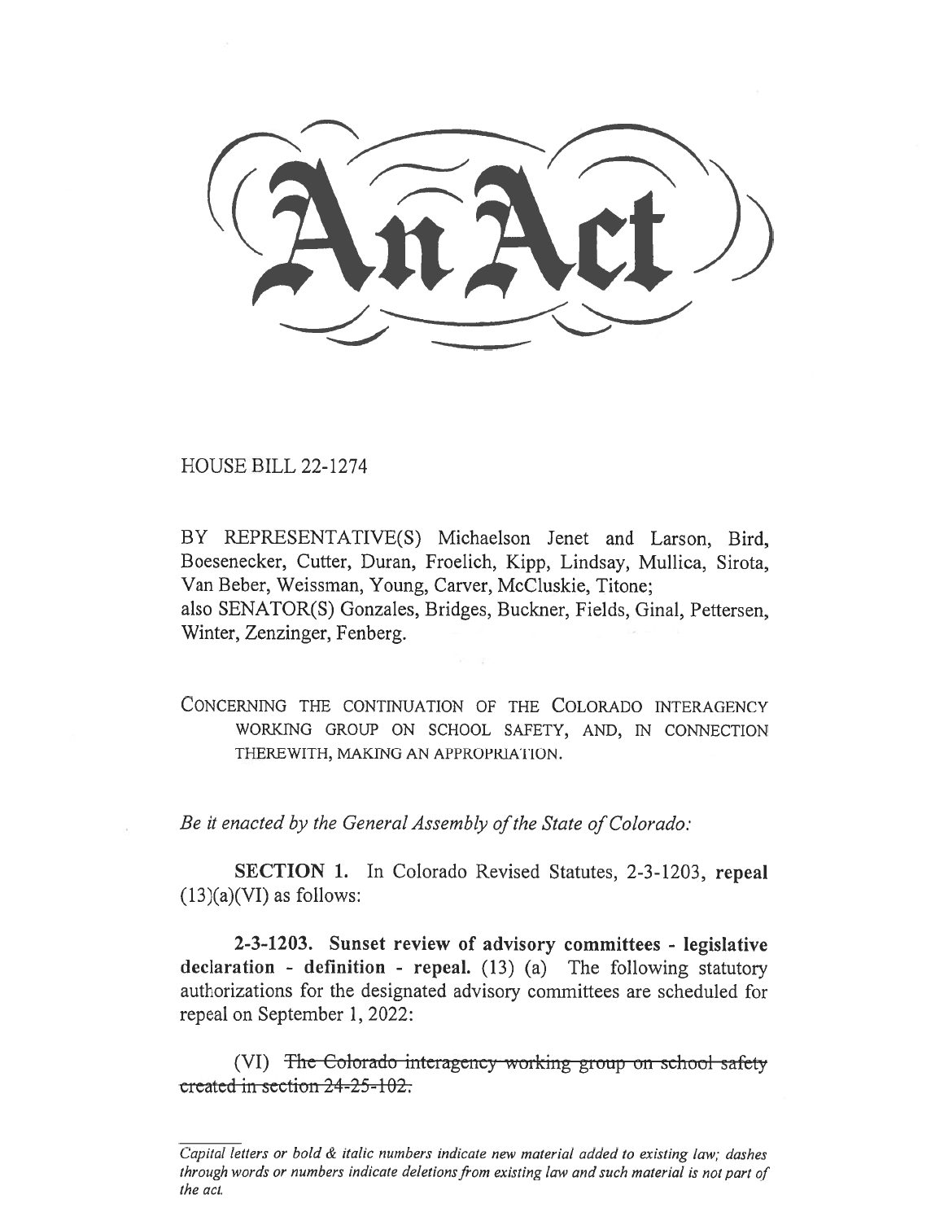# An Act

HOUSE BILL 22-1274

BY REPRESENTATIVE(S) Michaelson Jenet and Larson, Bird, Boesenecker, Cutter, Duran, Froelich, Kipp, Lindsay, Mullica, Sirota, Van Beber, Weissman, Young, Carver, McCluskie, Titone;
also SENATOR(S) Gonzales, Bridges, Buckner, Fields, Ginal, Pettersen, Winter, Zenzinger, Fenberg.

CONCERNING THE CONTINUATION OF THE COLORADO INTERAGENCY WORKING GROUP ON SCHOOL SAFETY, AND, IN CONNECTION THEREWITH, MAKING AN APPROPRIATION.

*Be it enacted by the General Assembly of the State of Colorado:*

**SECTION 1.** In Colorado Revised Statutes, 2-3-1203, **repeal** (13)(a)(VI) as follows:

**2-3-1203. Sunset review of advisory committees - legislative declaration - definition - repeal.** (13) (a) The following statutory authorizations for the designated advisory committees are scheduled for repeal on September 1, 2022:

(VI) ~~The Colorado interagency working group on school safety created in section 24-25-102.~~

*Capital letters or bold & italic numbers indicate new material added to existing law; dashes through words or numbers indicate deletions from existing law and such material is not part of the act.*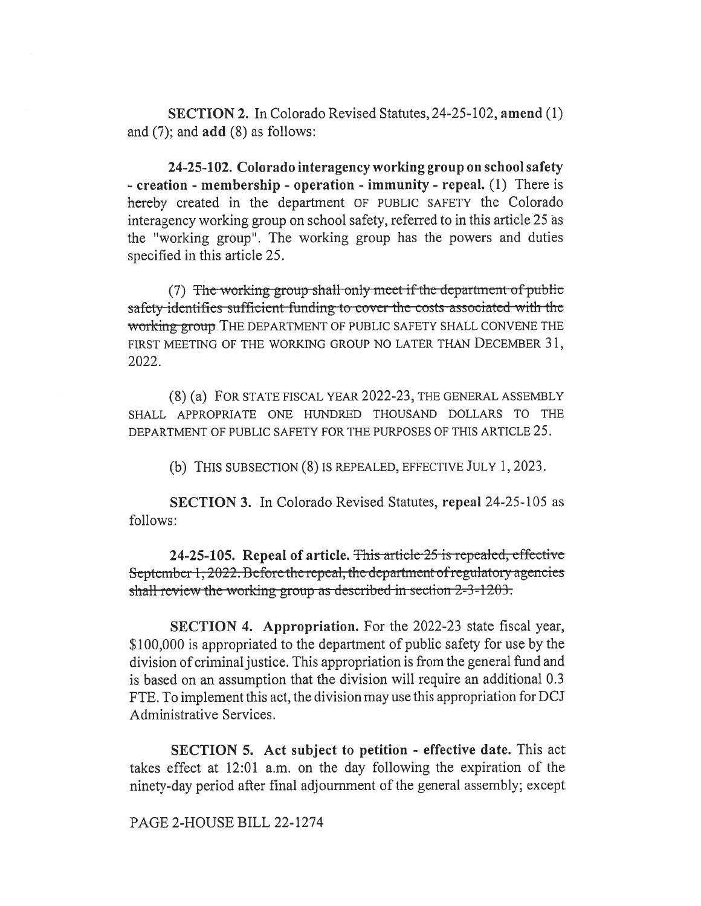**SECTION 2.** In Colorado Revised Statutes, 24-25-102, **amend** (1) and (7); and **add** (8) as follows:

**24-25-102. Colorado interagency working group on school safety - creation - membership - operation - immunity - repeal.** (1) There is ~~hereby~~ created in the department OF PUBLIC SAFETY the Colorado interagency working group on school safety, referred to in this article 25 as the "working group". The working group has the powers and duties specified in this article 25.

(7) ~~The working group shall only meet if the department of public safety identifies sufficient funding to cover the costs associated with the working group~~ THE DEPARTMENT OF PUBLIC SAFETY SHALL CONVENE THE FIRST MEETING OF THE WORKING GROUP NO LATER THAN DECEMBER 31, 2022.

(8) (a) FOR STATE FISCAL YEAR 2022-23, THE GENERAL ASSEMBLY SHALL APPROPRIATE ONE HUNDRED THOUSAND DOLLARS TO THE DEPARTMENT OF PUBLIC SAFETY FOR THE PURPOSES OF THIS ARTICLE 25.

(b) THIS SUBSECTION (8) IS REPEALED, EFFECTIVE JULY 1, 2023.

**SECTION 3.** In Colorado Revised Statutes, **repeal** 24-25-105 as follows:

**24-25-105. Repeal of article.** ~~This article 25 is repealed, effective September 1, 2022. Before the repeal, the department of regulatory agencies shall review the working group as described in section 2-3-1203.~~

**SECTION 4. Appropriation.** For the 2022-23 state fiscal year, $100,000 is appropriated to the department of public safety for use by the division of criminal justice. This appropriation is from the general fund and is based on an assumption that the division will require an additional 0.3 FTE. To implement this act, the division may use this appropriation for DCJ Administrative Services.

**SECTION 5. Act subject to petition - effective date.** This act takes effect at 12:01 a.m. on the day following the expiration of the ninety-day period after final adjournment of the general assembly; except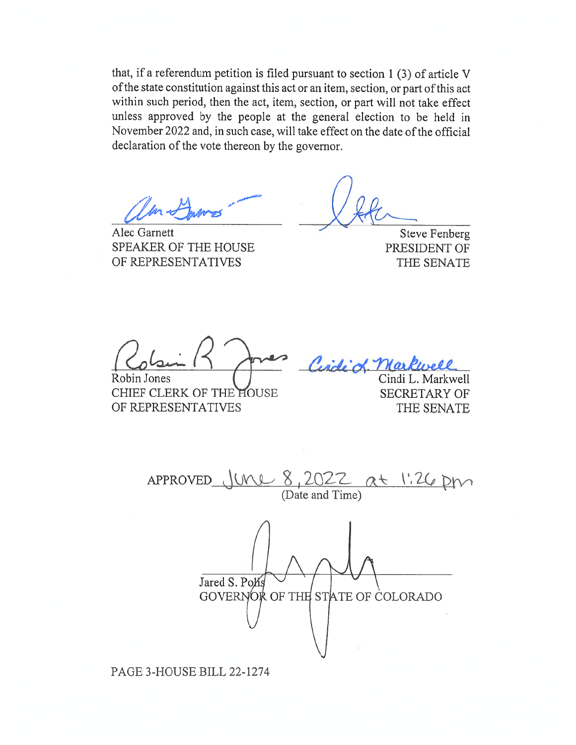that, if a referendum petition is filed pursuant to section 1 (3) of article V of the state constitution against this act or an item, section, or part of this act within such period, then the act, item, section, or part will not take effect unless approved by the people at the general election to be held in November 2022 and, in such case, will take effect on the date of the official declaration of the vote thereon by the governor.

Alec Garnett
SPEAKER OF THE HOUSE
OF REPRESENTATIVES

Steve Fenberg
PRESIDENT OF
THE SENATE

Robin Jones
CHIEF CLERK OF THE HOUSE
OF REPRESENTATIVES

Cindi L. Markwell
SECRETARY OF
THE SENATE

APPROVED June 8, 2022 at 1:26 pm
(Date and Time)

Jared S. Polis
GOVERNOR OF THE STATE OF COLORADO

PAGE 3-HOUSE BILL 22-1274